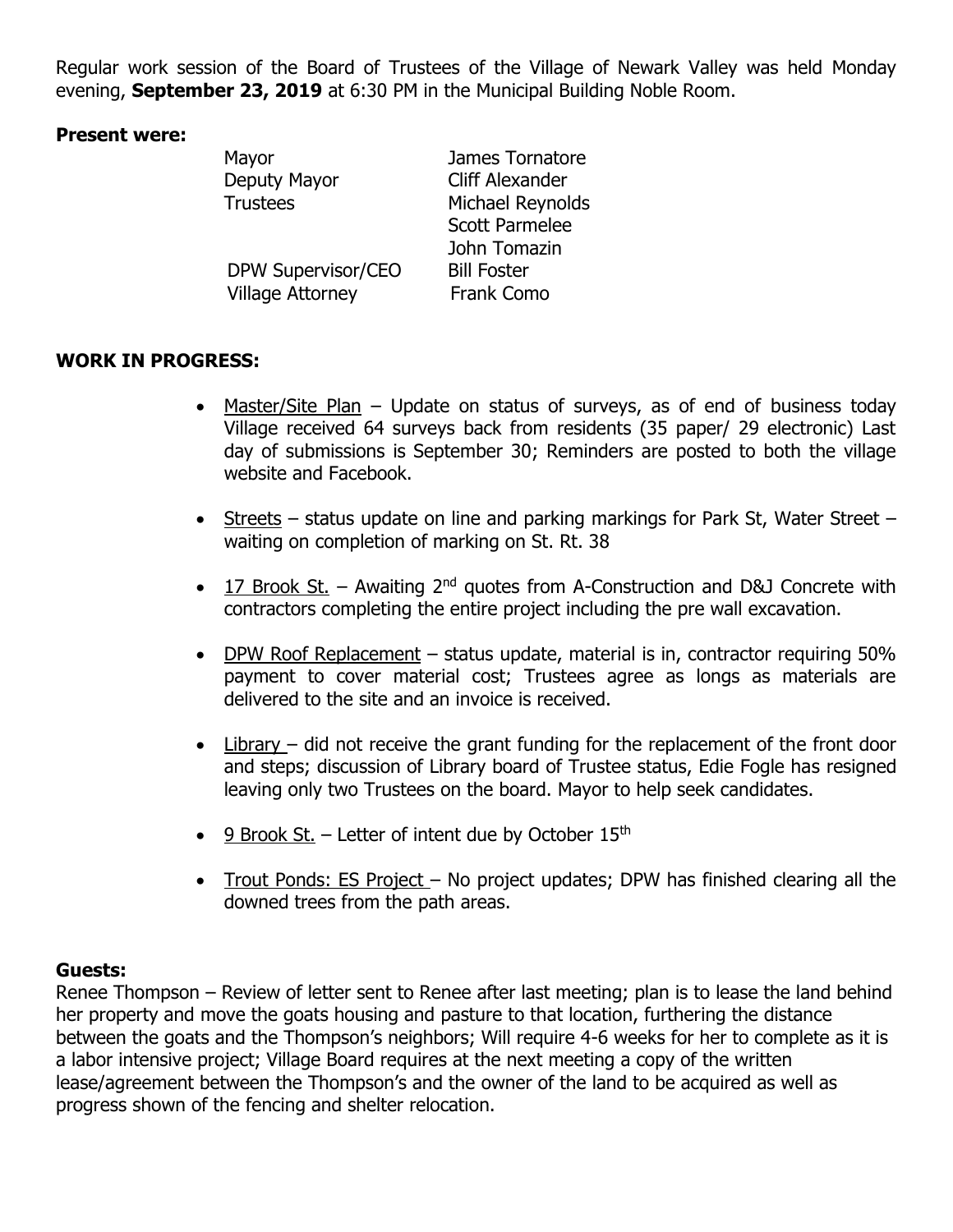Regular work session of the Board of Trustees of the Village of Newark Valley was held Monday evening, **September 23, 2019** at 6:30 PM in the Municipal Building Noble Room.

**Present were:**

| | |
|---|---|
| Mayor | James Tornatore |
| Deputy Mayor | Cliff Alexander |
| Trustees | Michael Reynolds |
| | Scott Parmelee |
| | John Tomazin |
| DPW Supervisor/CEO | Bill Foster |
| Village Attorney | Frank Como |

**WORK IN PROGRESS:**

- Master/Site Plan – Update on status of surveys, as of end of business today Village received 64 surveys back from residents (35 paper/ 29 electronic) Last day of submissions is September 30; Reminders are posted to both the village website and Facebook.
- Streets – status update on line and parking markings for Park St, Water Street – waiting on completion of marking on St. Rt. 38
- 17 Brook St. – Awaiting 2nd quotes from A-Construction and D&J Concrete with contractors completing the entire project including the pre wall excavation.
- DPW Roof Replacement – status update, material is in, contractor requiring 50% payment to cover material cost; Trustees agree as longs as materials are delivered to the site and an invoice is received.
- Library – did not receive the grant funding for the replacement of the front door and steps; discussion of Library board of Trustee status, Edie Fogle has resigned leaving only two Trustees on the board. Mayor to help seek candidates.
- 9 Brook St. – Letter of intent due by October 15th
- Trout Ponds: ES Project – No project updates; DPW has finished clearing all the downed trees from the path areas.

**Guests:**

Renee Thompson – Review of letter sent to Renee after last meeting; plan is to lease the land behind her property and move the goats housing and pasture to that location, furthering the distance between the goats and the Thompson's neighbors; Will require 4-6 weeks for her to complete as it is a labor intensive project; Village Board requires at the next meeting a copy of the written lease/agreement between the Thompson's and the owner of the land to be acquired as well as progress shown of the fencing and shelter relocation.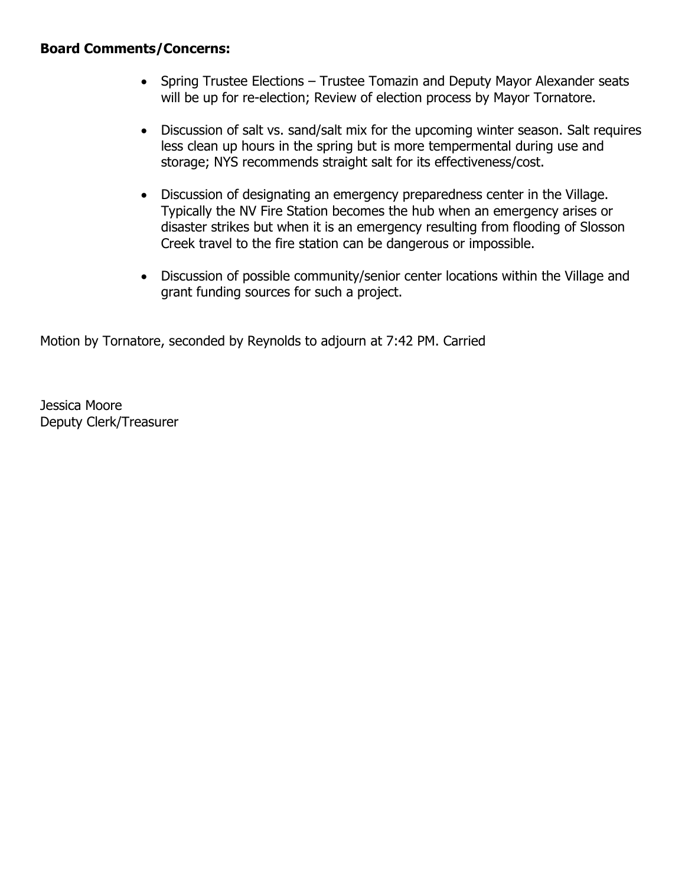**Board Comments/Concerns:**

- Spring Trustee Elections – Trustee Tomazin and Deputy Mayor Alexander seats will be up for re-election; Review of election process by Mayor Tornatore.
- Discussion of salt vs. sand/salt mix for the upcoming winter season. Salt requires less clean up hours in the spring but is more tempermental during use and storage; NYS recommends straight salt for its effectiveness/cost.
- Discussion of designating an emergency preparedness center in the Village. Typically the NV Fire Station becomes the hub when an emergency arises or disaster strikes but when it is an emergency resulting from flooding of Slosson Creek travel to the fire station can be dangerous or impossible.
- Discussion of possible community/senior center locations within the Village and grant funding sources for such a project.

Motion by Tornatore, seconded by Reynolds to adjourn at 7:42 PM. Carried

Jessica Moore
Deputy Clerk/Treasurer